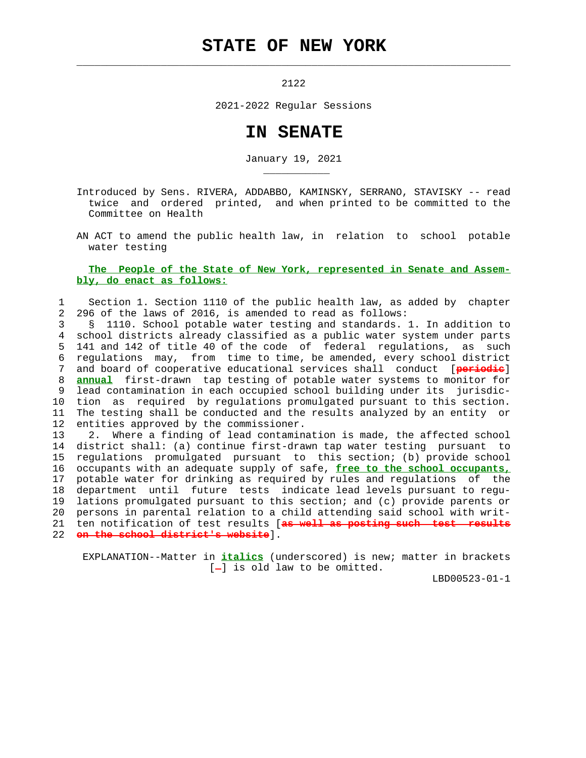# STATE OF NEW YORK

2122

2021-2022 Regular Sessions

# IN SENATE

January 19, 2021

Introduced by Sens. RIVERA, ADDABBO, KAMINSKY, SERRANO, STAVISKY -- read twice and ordered printed, and when printed to be committed to the Committee on Health

AN ACT to amend the public health law, in relation to school potable water testing

**The People of the State of New York, represented in Senate and Assembly, do enact as follows:**

Section 1. Section 1110 of the public health law, as added by chapter 296 of the laws of 2016, is amended to read as follows:

§ 1110. School potable water testing and standards. 1. In addition to school districts already classified as a public water system under parts 141 and 142 of title 40 of the code of federal regulations, as such regulations may, from time to time, be amended, every school district and board of cooperative educational services shall conduct [~~periodic~~] **annual** first-drawn tap testing of potable water systems to monitor for lead contamination in each occupied school building under its jurisdiction as required by regulations promulgated pursuant to this section. The testing shall be conducted and the results analyzed by an entity or entities approved by the commissioner.

2. Where a finding of lead contamination is made, the affected school district shall: (a) continue first-drawn tap water testing pursuant to regulations promulgated pursuant to this section; (b) provide school occupants with an adequate supply of safe, **free to the school occupants,** potable water for drinking as required by rules and regulations of the department until future tests indicate lead levels pursuant to regulations promulgated pursuant to this section; and (c) provide parents or persons in parental relation to a child attending said school with written notification of test results [~~as well as posting such test results on the school district's website~~].

EXPLANATION--Matter in ***italics*** (underscored) is new; matter in brackets [~~-~~] is old law to be omitted.

LBD00523-01-1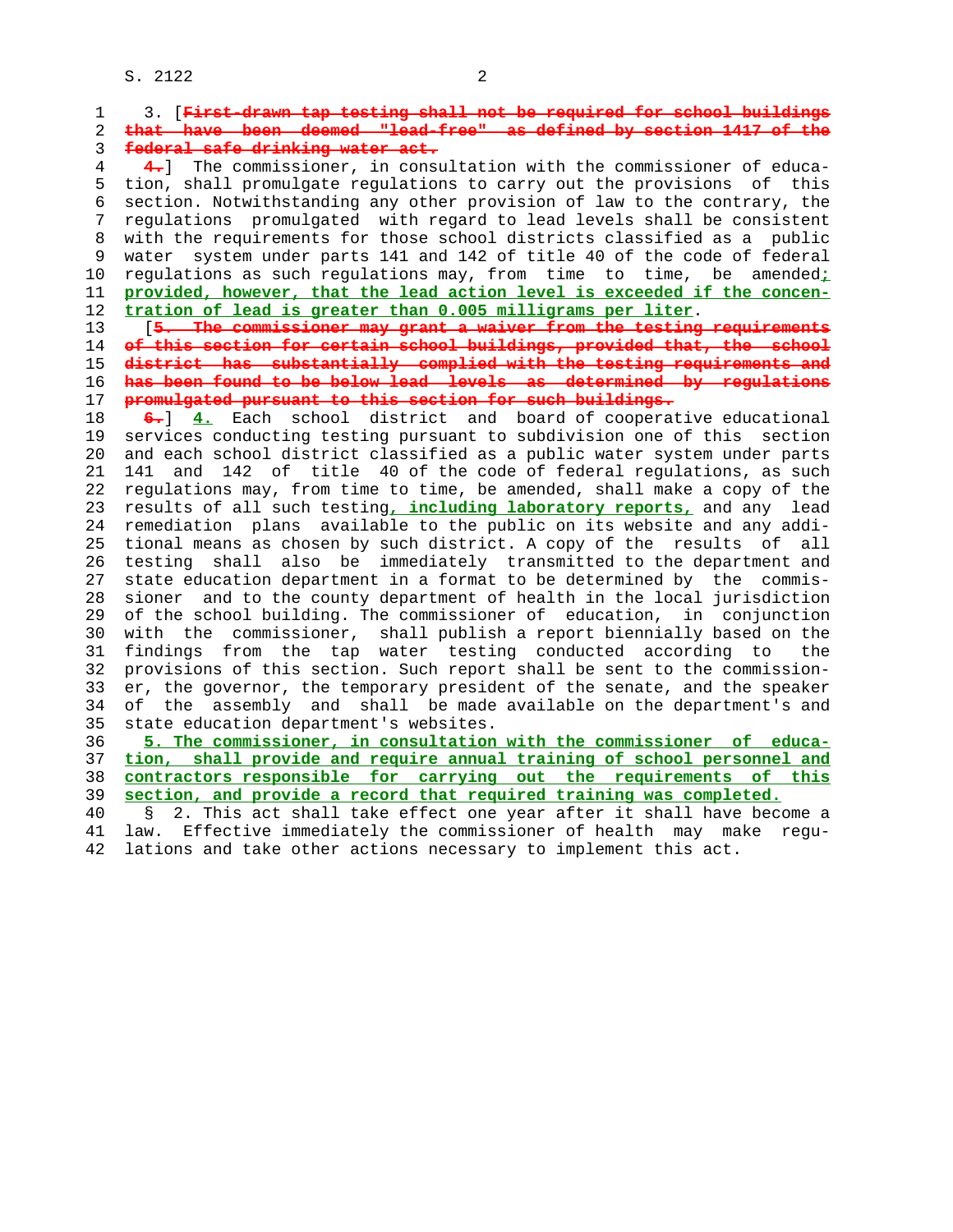3. [~~First-drawn tap testing shall not be required for school buildings that have been deemed "lead-free" as defined by section 1417 of the federal safe drinking water act.~~

~~4.~~] The commissioner, in consultation with the commissioner of education, shall promulgate regulations to carry out the provisions of this section. Notwithstanding any other provision of law to the contrary, the regulations promulgated with regard to lead levels shall be consistent with the requirements for those school districts classified as a public water system under parts 141 and 142 of title 40 of the code of federal regulations as such regulations may, from time to time, be amended<u>; provided, however, that the lead action level is exceeded if the concentration of lead is greater than 0.005 milligrams per liter</u>.

[~~5. The commissioner may grant a waiver from the testing requirements of this section for certain school buildings, provided that, the school district has substantially complied with the testing requirements and has been found to be below lead levels as determined by regulations promulgated pursuant to this section for such buildings.~~

~~6.~~] <u>4.</u> Each school district and board of cooperative educational services conducting testing pursuant to subdivision one of this section and each school district classified as a public water system under parts 141 and 142 of title 40 of the code of federal regulations, as such regulations may, from time to time, be amended, shall make a copy of the results of all such testing<u>, including laboratory reports,</u> and any lead remediation plans available to the public on its website and any additional means as chosen by such district. A copy of the results of all testing shall also be immediately transmitted to the department and state education department in a format to be determined by the commissioner and to the county department of health in the local jurisdiction of the school building. The commissioner of education, in conjunction with the commissioner, shall publish a report biennially based on the findings from the tap water testing conducted according to the provisions of this section. Such report shall be sent to the commissioner, the governor, the temporary president of the senate, and the speaker of the assembly and shall be made available on the department's and state education department's websites.

<u>5. The commissioner, in consultation with the commissioner of education, shall provide and require annual training of school personnel and contractors responsible for carrying out the requirements of this section, and provide a record that required training was completed.</u>

§ 2. This act shall take effect one year after it shall have become a law. Effective immediately the commissioner of health may make regulations and take other actions necessary to implement this act.